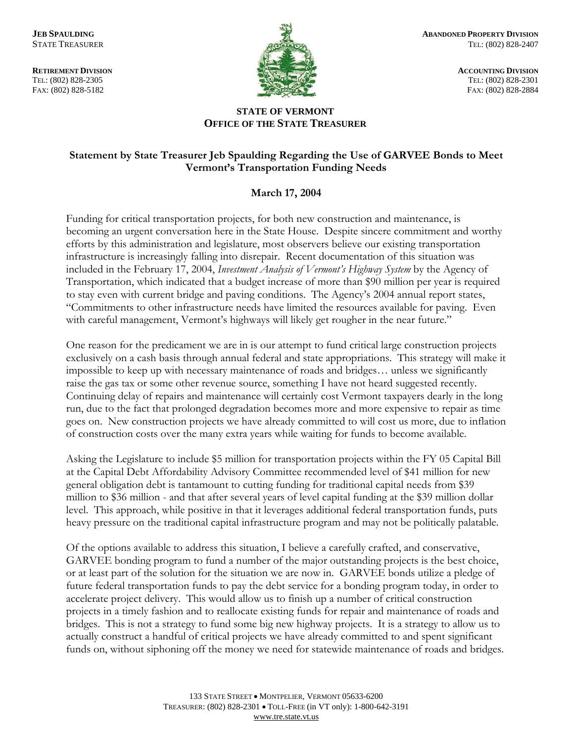**JEB SPAULDING**
STATE TREASURER

**RETIREMENT DIVISION**
TEL: (802) 828-2305
FAX: (802) 828-5182

**ABANDONED PROPERTY DIVISION**
TEL: (802) 828-2407

**ACCOUNTING DIVISION**
TEL: (802) 828-2301
FAX: (802) 828-2884

**STATE OF VERMONT**
**OFFICE OF THE STATE TREASURER**

## Statement by State Treasurer Jeb Spaulding Regarding the Use of GARVEE Bonds to Meet Vermont's Transportation Funding Needs

**March 17, 2004**

Funding for critical transportation projects, for both new construction and maintenance, is becoming an urgent conversation here in the State House. Despite sincere commitment and worthy efforts by this administration and legislature, most observers believe our existing transportation infrastructure is increasingly falling into disrepair. Recent documentation of this situation was included in the February 17, 2004, *Investment Analysis of Vermont's Highway System* by the Agency of Transportation, which indicated that a budget increase of more than $90 million per year is required to stay even with current bridge and paving conditions. The Agency's 2004 annual report states, "Commitments to other infrastructure needs have limited the resources available for paving. Even with careful management, Vermont's highways will likely get rougher in the near future."

One reason for the predicament we are in is our attempt to fund critical large construction projects exclusively on a cash basis through annual federal and state appropriations. This strategy will make it impossible to keep up with necessary maintenance of roads and bridges… unless we significantly raise the gas tax or some other revenue source, something I have not heard suggested recently. Continuing delay of repairs and maintenance will certainly cost Vermont taxpayers dearly in the long run, due to the fact that prolonged degradation becomes more and more expensive to repair as time goes on. New construction projects we have already committed to will cost us more, due to inflation of construction costs over the many extra years while waiting for funds to become available.

Asking the Legislature to include $5 million for transportation projects within the FY 05 Capital Bill at the Capital Debt Affordability Advisory Committee recommended level of $41 million for new general obligation debt is tantamount to cutting funding for traditional capital needs from $39 million to $36 million - and that after several years of level capital funding at the $39 million dollar level. This approach, while positive in that it leverages additional federal transportation funds, puts heavy pressure on the traditional capital infrastructure program and may not be politically palatable.

Of the options available to address this situation, I believe a carefully crafted, and conservative, GARVEE bonding program to fund a number of the major outstanding projects is the best choice, or at least part of the solution for the situation we are now in. GARVEE bonds utilize a pledge of future federal transportation funds to pay the debt service for a bonding program today, in order to accelerate project delivery. This would allow us to finish up a number of critical construction projects in a timely fashion and to reallocate existing funds for repair and maintenance of roads and bridges. This is not a strategy to fund some big new highway projects. It is a strategy to allow us to actually construct a handful of critical projects we have already committed to and spent significant funds on, without siphoning off the money we need for statewide maintenance of roads and bridges.

133 STATE STREET • MONTPELIER, VERMONT 05633-6200
TREASURER: (802) 828-2301 • TOLL-FREE (in VT only): 1-800-642-3191
www.tre.state.vt.us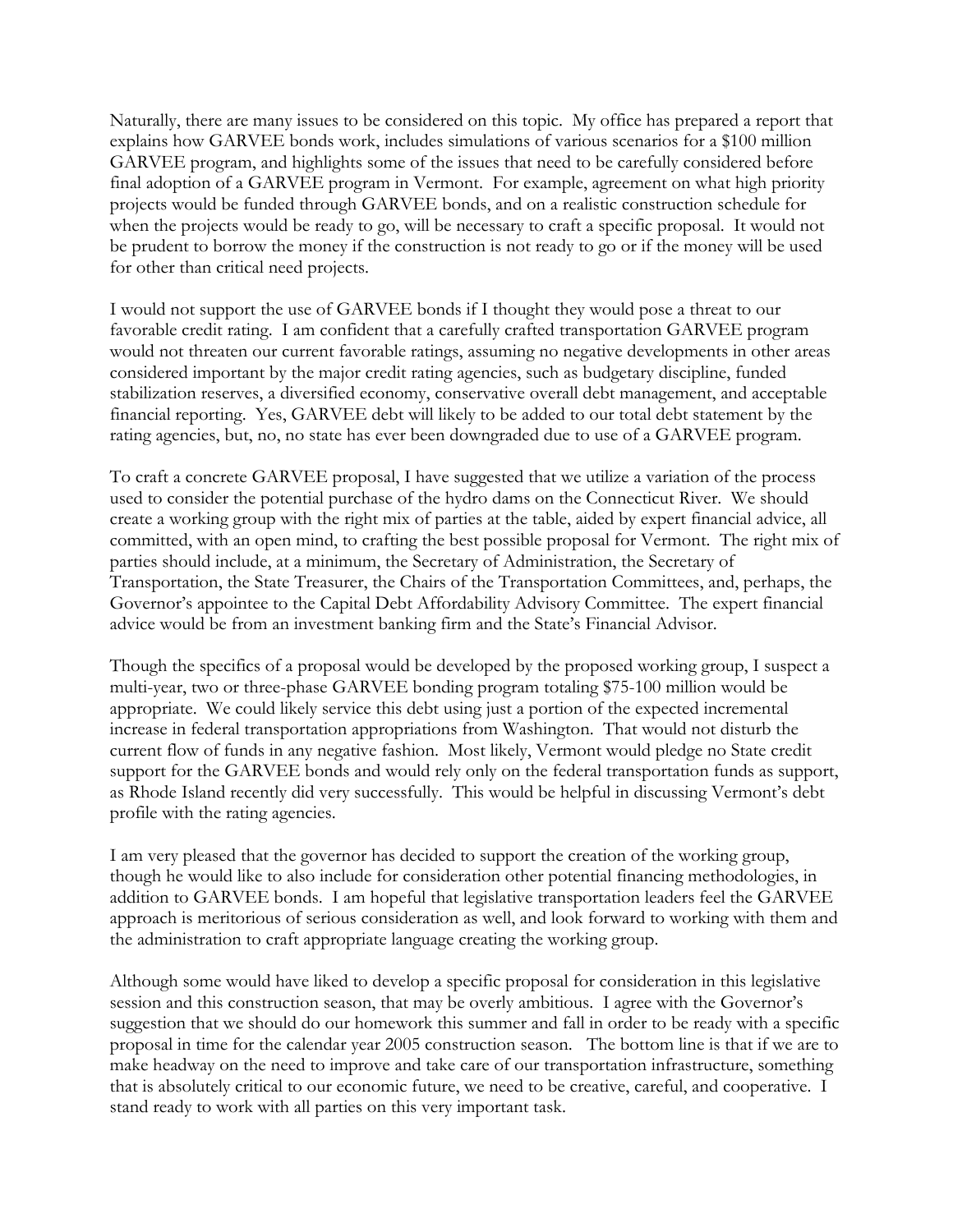Naturally, there are many issues to be considered on this topic. My office has prepared a report that explains how GARVEE bonds work, includes simulations of various scenarios for a $100 million GARVEE program, and highlights some of the issues that need to be carefully considered before final adoption of a GARVEE program in Vermont. For example, agreement on what high priority projects would be funded through GARVEE bonds, and on a realistic construction schedule for when the projects would be ready to go, will be necessary to craft a specific proposal. It would not be prudent to borrow the money if the construction is not ready to go or if the money will be used for other than critical need projects.

I would not support the use of GARVEE bonds if I thought they would pose a threat to our favorable credit rating. I am confident that a carefully crafted transportation GARVEE program would not threaten our current favorable ratings, assuming no negative developments in other areas considered important by the major credit rating agencies, such as budgetary discipline, funded stabilization reserves, a diversified economy, conservative overall debt management, and acceptable financial reporting. Yes, GARVEE debt will likely to be added to our total debt statement by the rating agencies, but, no, no state has ever been downgraded due to use of a GARVEE program.

To craft a concrete GARVEE proposal, I have suggested that we utilize a variation of the process used to consider the potential purchase of the hydro dams on the Connecticut River. We should create a working group with the right mix of parties at the table, aided by expert financial advice, all committed, with an open mind, to crafting the best possible proposal for Vermont. The right mix of parties should include, at a minimum, the Secretary of Administration, the Secretary of Transportation, the State Treasurer, the Chairs of the Transportation Committees, and, perhaps, the Governor's appointee to the Capital Debt Affordability Advisory Committee. The expert financial advice would be from an investment banking firm and the State's Financial Advisor.

Though the specifics of a proposal would be developed by the proposed working group, I suspect a multi-year, two or three-phase GARVEE bonding program totaling $75-100 million would be appropriate. We could likely service this debt using just a portion of the expected incremental increase in federal transportation appropriations from Washington. That would not disturb the current flow of funds in any negative fashion. Most likely, Vermont would pledge no State credit support for the GARVEE bonds and would rely only on the federal transportation funds as support, as Rhode Island recently did very successfully. This would be helpful in discussing Vermont's debt profile with the rating agencies.

I am very pleased that the governor has decided to support the creation of the working group, though he would like to also include for consideration other potential financing methodologies, in addition to GARVEE bonds. I am hopeful that legislative transportation leaders feel the GARVEE approach is meritorious of serious consideration as well, and look forward to working with them and the administration to craft appropriate language creating the working group.

Although some would have liked to develop a specific proposal for consideration in this legislative session and this construction season, that may be overly ambitious. I agree with the Governor's suggestion that we should do our homework this summer and fall in order to be ready with a specific proposal in time for the calendar year 2005 construction season. The bottom line is that if we are to make headway on the need to improve and take care of our transportation infrastructure, something that is absolutely critical to our economic future, we need to be creative, careful, and cooperative. I stand ready to work with all parties on this very important task.